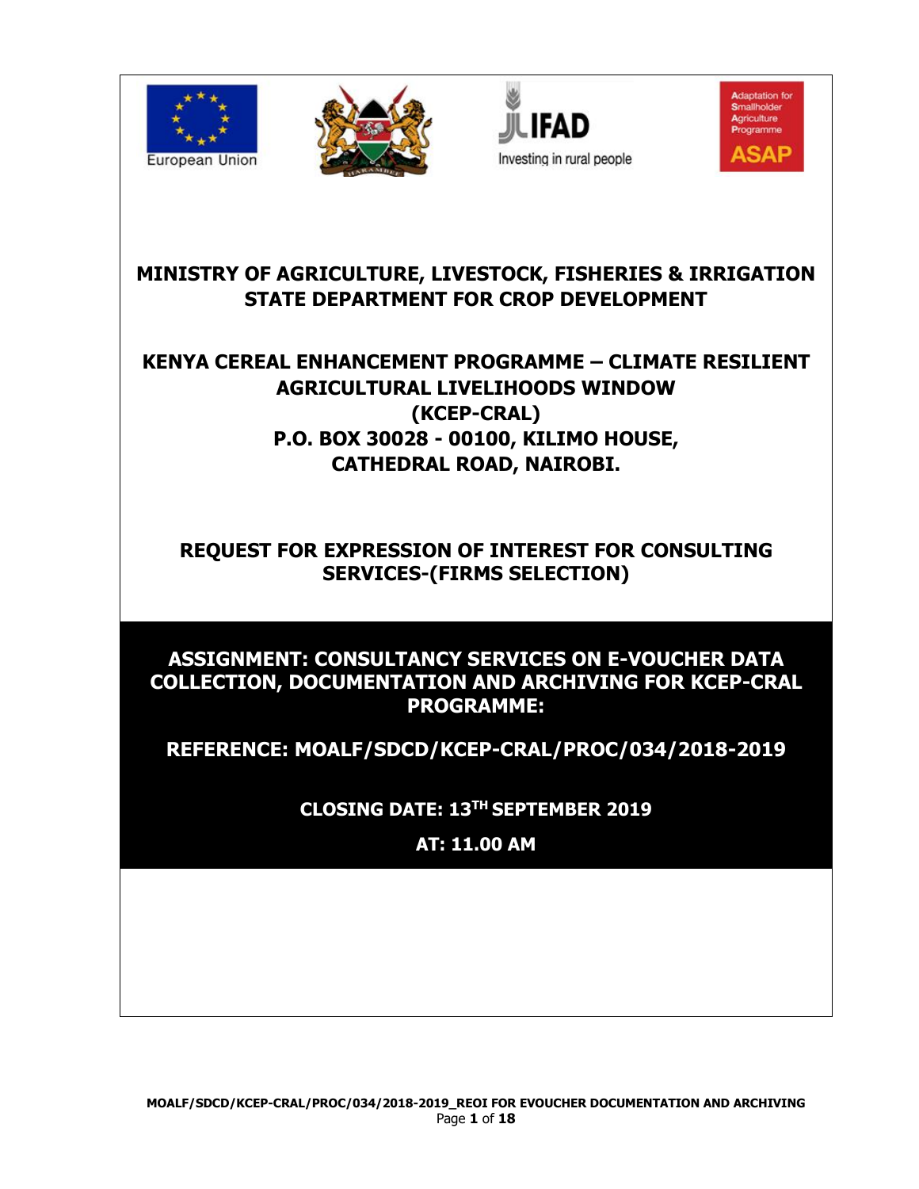European Union

IFAD Investing in rural people

Adaptation for Smallholder Agriculture Programme ASAP

# MINISTRY OF AGRICULTURE, LIVESTOCK, FISHERIES & IRRIGATION
# STATE DEPARTMENT FOR CROP DEVELOPMENT

## KENYA CEREAL ENHANCEMENT PROGRAMME – CLIMATE RESILIENT AGRICULTURAL LIVELIHOODS WINDOW (KCEP-CRAL)

**P.O. BOX 30028 - 00100, KILIMO HOUSE, CATHEDRAL ROAD, NAIROBI.**

## REQUEST FOR EXPRESSION OF INTEREST FOR CONSULTING SERVICES-(FIRMS SELECTION)

**ASSIGNMENT: CONSULTANCY SERVICES ON E-VOUCHER DATA COLLECTION, DOCUMENTATION AND ARCHIVING FOR KCEP-CRAL PROGRAMME:**

**REFERENCE: MOALF/SDCD/KCEP-CRAL/PROC/034/2018-2019**

**CLOSING DATE: 13TH SEPTEMBER 2019**

**AT: 11.00 AM**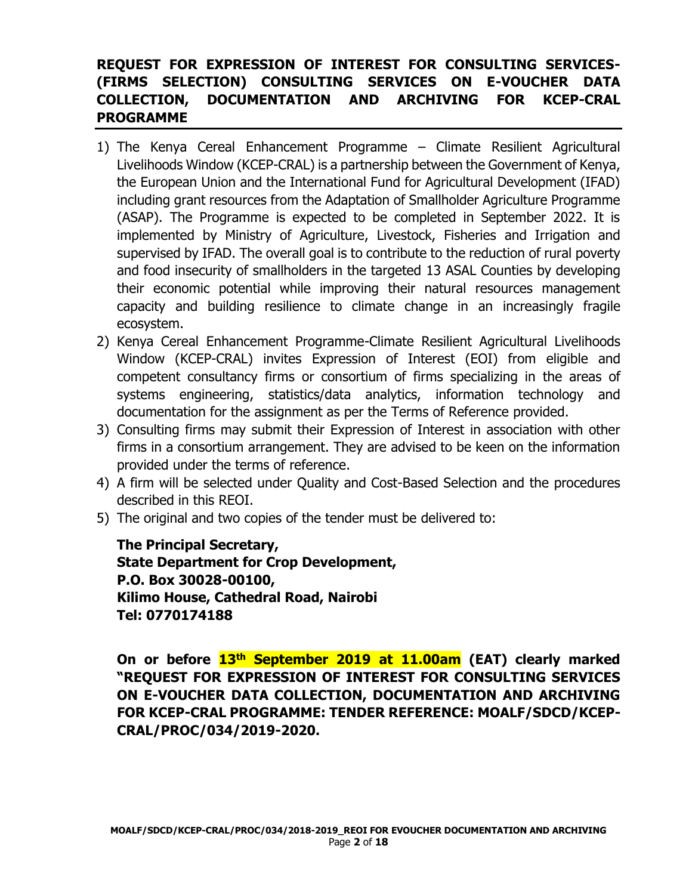## REQUEST FOR EXPRESSION OF INTEREST FOR CONSULTING SERVICES-(FIRMS SELECTION) CONSULTING SERVICES ON E-VOUCHER DATA COLLECTION, DOCUMENTATION AND ARCHIVING FOR KCEP-CRAL PROGRAMME

1) The Kenya Cereal Enhancement Programme – Climate Resilient Agricultural Livelihoods Window (KCEP-CRAL) is a partnership between the Government of Kenya, the European Union and the International Fund for Agricultural Development (IFAD) including grant resources from the Adaptation of Smallholder Agriculture Programme (ASAP). The Programme is expected to be completed in September 2022. It is implemented by Ministry of Agriculture, Livestock, Fisheries and Irrigation and supervised by IFAD. The overall goal is to contribute to the reduction of rural poverty and food insecurity of smallholders in the targeted 13 ASAL Counties by developing their economic potential while improving their natural resources management capacity and building resilience to climate change in an increasingly fragile ecosystem.
2) Kenya Cereal Enhancement Programme-Climate Resilient Agricultural Livelihoods Window (KCEP-CRAL) invites Expression of Interest (EOI) from eligible and competent consultancy firms or consortium of firms specializing in the areas of systems engineering, statistics/data analytics, information technology and documentation for the assignment as per the Terms of Reference provided.
3) Consulting firms may submit their Expression of Interest in association with other firms in a consortium arrangement. They are advised to be keen on the information provided under the terms of reference.
4) A firm will be selected under Quality and Cost-Based Selection and the procedures described in this REOI.
5) The original and two copies of the tender must be delivered to:

   **The Principal Secretary,**
   **State Department for Crop Development,**
   **P.O. Box 30028-00100,**
   **Kilimo House, Cathedral Road, Nairobi**
   **Tel: 0770174188**

   **On or before 13th September 2019 at 11.00am (EAT) clearly marked "REQUEST FOR EXPRESSION OF INTEREST FOR CONSULTING SERVICES ON E-VOUCHER DATA COLLECTION, DOCUMENTATION AND ARCHIVING FOR KCEP-CRAL PROGRAMME: TENDER REFERENCE: MOALF/SDCD/KCEP-CRAL/PROC/034/2019-2020.**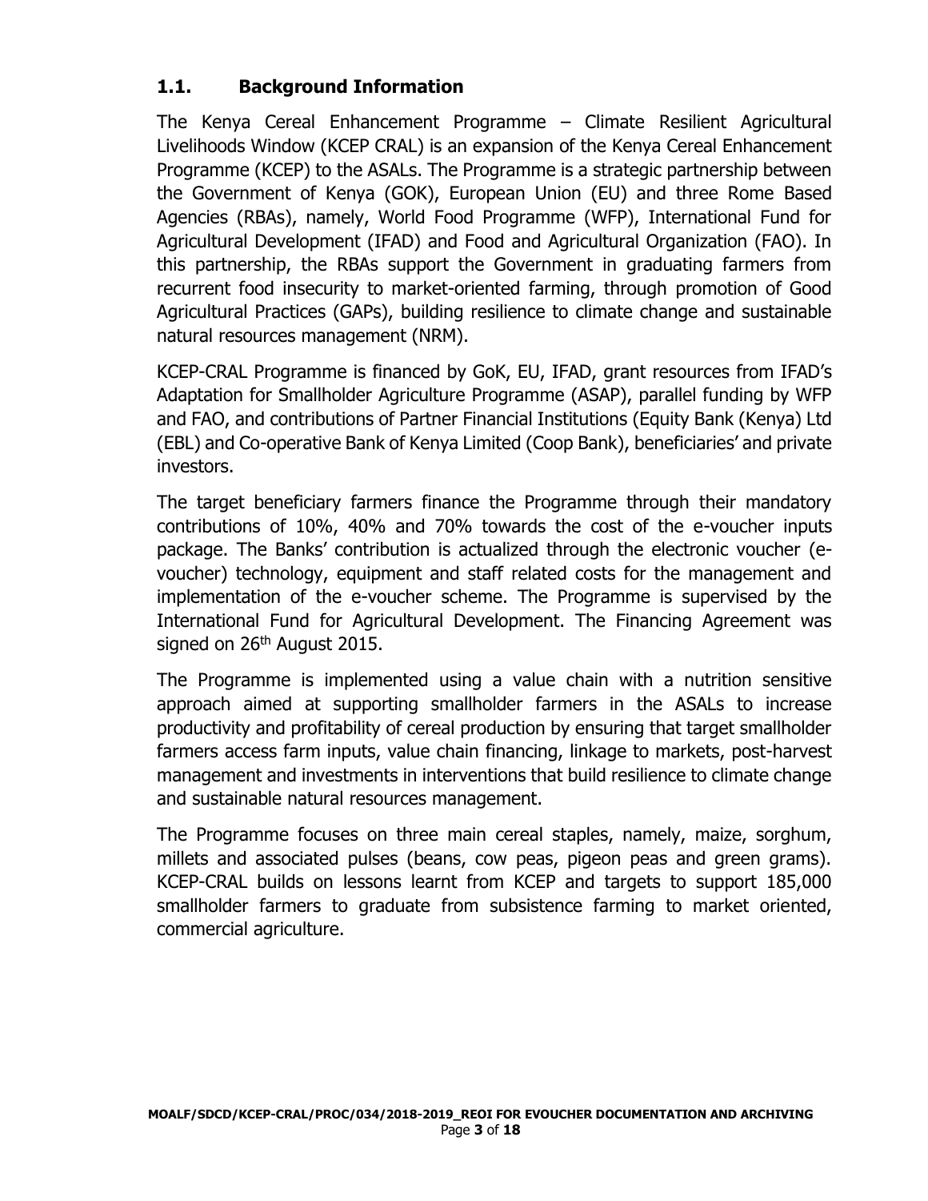## 1.1. Background Information

The Kenya Cereal Enhancement Programme – Climate Resilient Agricultural Livelihoods Window (KCEP CRAL) is an expansion of the Kenya Cereal Enhancement Programme (KCEP) to the ASALs. The Programme is a strategic partnership between the Government of Kenya (GOK), European Union (EU) and three Rome Based Agencies (RBAs), namely, World Food Programme (WFP), International Fund for Agricultural Development (IFAD) and Food and Agricultural Organization (FAO). In this partnership, the RBAs support the Government in graduating farmers from recurrent food insecurity to market-oriented farming, through promotion of Good Agricultural Practices (GAPs), building resilience to climate change and sustainable natural resources management (NRM).

KCEP-CRAL Programme is financed by GoK, EU, IFAD, grant resources from IFAD's Adaptation for Smallholder Agriculture Programme (ASAP), parallel funding by WFP and FAO, and contributions of Partner Financial Institutions (Equity Bank (Kenya) Ltd (EBL) and Co-operative Bank of Kenya Limited (Coop Bank), beneficiaries' and private investors.

The target beneficiary farmers finance the Programme through their mandatory contributions of 10%, 40% and 70% towards the cost of the e-voucher inputs package. The Banks' contribution is actualized through the electronic voucher (e-voucher) technology, equipment and staff related costs for the management and implementation of the e-voucher scheme. The Programme is supervised by the International Fund for Agricultural Development. The Financing Agreement was signed on 26th August 2015.

The Programme is implemented using a value chain with a nutrition sensitive approach aimed at supporting smallholder farmers in the ASALs to increase productivity and profitability of cereal production by ensuring that target smallholder farmers access farm inputs, value chain financing, linkage to markets, post-harvest management and investments in interventions that build resilience to climate change and sustainable natural resources management.

The Programme focuses on three main cereal staples, namely, maize, sorghum, millets and associated pulses (beans, cow peas, pigeon peas and green grams). KCEP-CRAL builds on lessons learnt from KCEP and targets to support 185,000 smallholder farmers to graduate from subsistence farming to market oriented, commercial agriculture.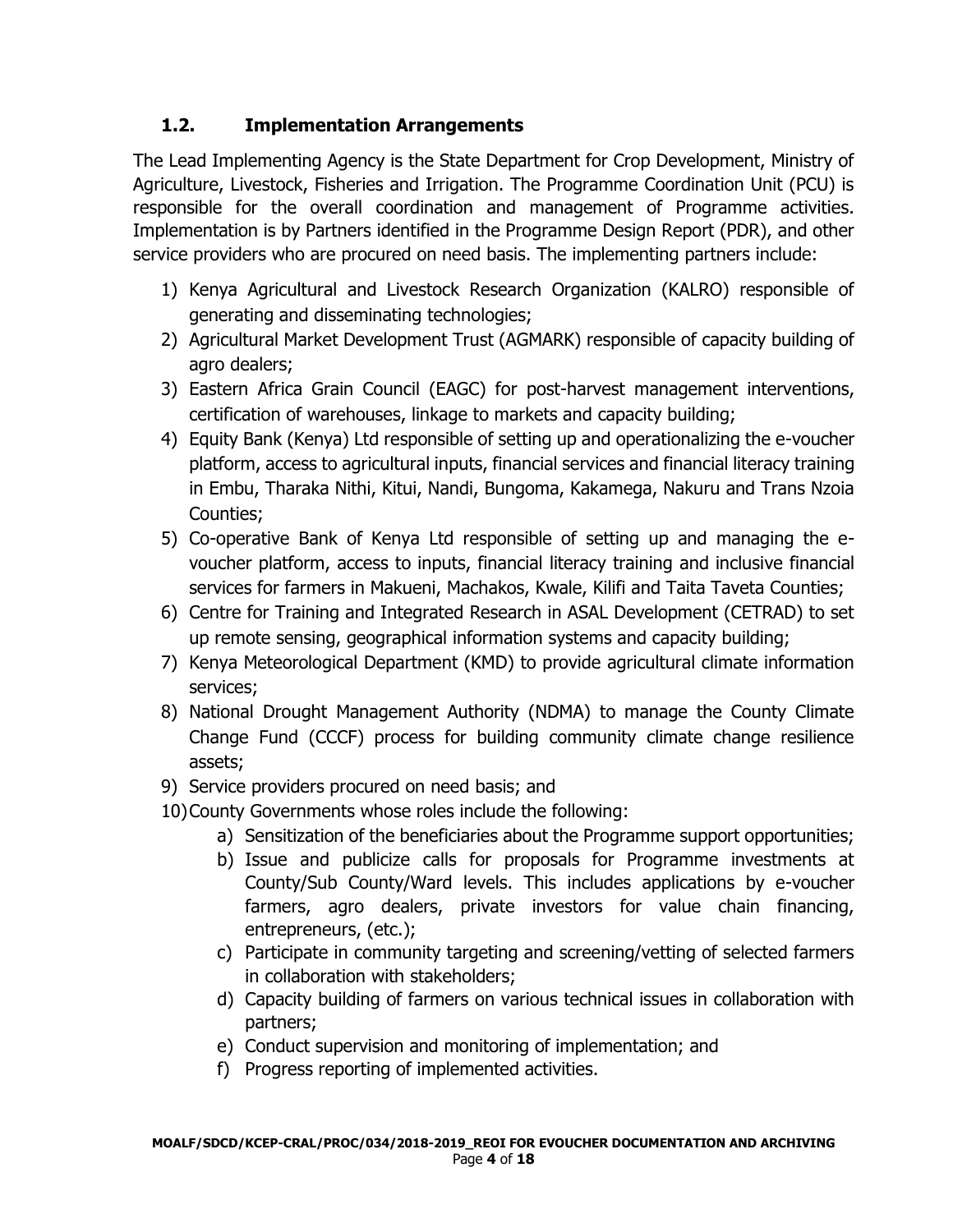## 1.2. Implementation Arrangements

The Lead Implementing Agency is the State Department for Crop Development, Ministry of Agriculture, Livestock, Fisheries and Irrigation. The Programme Coordination Unit (PCU) is responsible for the overall coordination and management of Programme activities. Implementation is by Partners identified in the Programme Design Report (PDR), and other service providers who are procured on need basis. The implementing partners include:

1) Kenya Agricultural and Livestock Research Organization (KALRO) responsible of generating and disseminating technologies;
2) Agricultural Market Development Trust (AGMARK) responsible of capacity building of agro dealers;
3) Eastern Africa Grain Council (EAGC) for post-harvest management interventions, certification of warehouses, linkage to markets and capacity building;
4) Equity Bank (Kenya) Ltd responsible of setting up and operationalizing the e-voucher platform, access to agricultural inputs, financial services and financial literacy training in Embu, Tharaka Nithi, Kitui, Nandi, Bungoma, Kakamega, Nakuru and Trans Nzoia Counties;
5) Co-operative Bank of Kenya Ltd responsible of setting up and managing the e-voucher platform, access to inputs, financial literacy training and inclusive financial services for farmers in Makueni, Machakos, Kwale, Kilifi and Taita Taveta Counties;
6) Centre for Training and Integrated Research in ASAL Development (CETRAD) to set up remote sensing, geographical information systems and capacity building;
7) Kenya Meteorological Department (KMD) to provide agricultural climate information services;
8) National Drought Management Authority (NDMA) to manage the County Climate Change Fund (CCCF) process for building community climate change resilience assets;
9) Service providers procured on need basis; and
10) County Governments whose roles include the following:
    a) Sensitization of the beneficiaries about the Programme support opportunities;
    b) Issue and publicize calls for proposals for Programme investments at County/Sub County/Ward levels. This includes applications by e-voucher farmers, agro dealers, private investors for value chain financing, entrepreneurs, (etc.);
    c) Participate in community targeting and screening/vetting of selected farmers in collaboration with stakeholders;
    d) Capacity building of farmers on various technical issues in collaboration with partners;
    e) Conduct supervision and monitoring of implementation; and
    f) Progress reporting of implemented activities.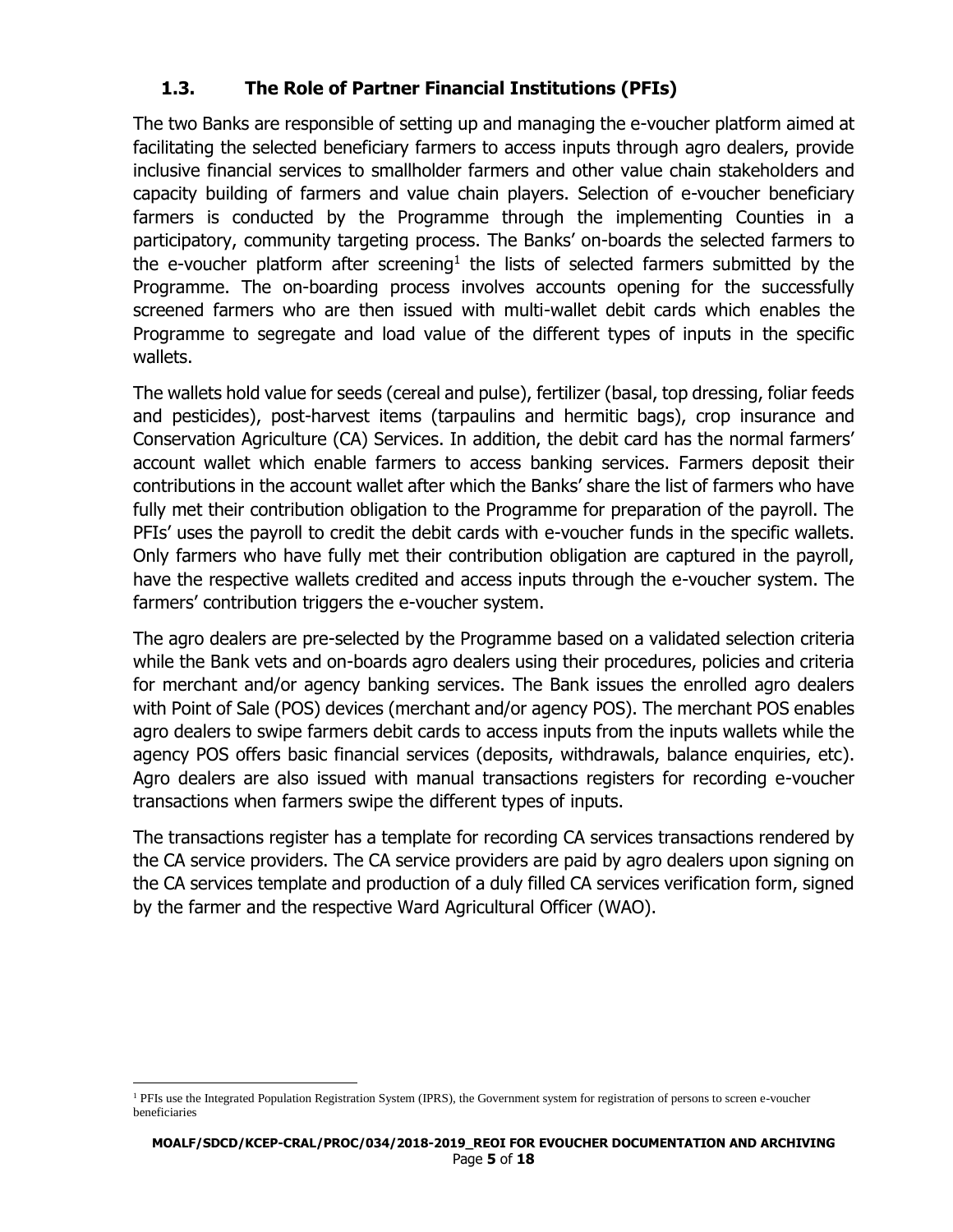### 1.3. The Role of Partner Financial Institutions (PFIs)

The two Banks are responsible of setting up and managing the e-voucher platform aimed at facilitating the selected beneficiary farmers to access inputs through agro dealers, provide inclusive financial services to smallholder farmers and other value chain stakeholders and capacity building of farmers and value chain players. Selection of e-voucher beneficiary farmers is conducted by the Programme through the implementing Counties in a participatory, community targeting process. The Banks' on-boards the selected farmers to the e-voucher platform after screening[1] the lists of selected farmers submitted by the Programme. The on-boarding process involves accounts opening for the successfully screened farmers who are then issued with multi-wallet debit cards which enables the Programme to segregate and load value of the different types of inputs in the specific wallets.

The wallets hold value for seeds (cereal and pulse), fertilizer (basal, top dressing, foliar feeds and pesticides), post-harvest items (tarpaulins and hermitic bags), crop insurance and Conservation Agriculture (CA) Services. In addition, the debit card has the normal farmers' account wallet which enable farmers to access banking services. Farmers deposit their contributions in the account wallet after which the Banks' share the list of farmers who have fully met their contribution obligation to the Programme for preparation of the payroll. The PFIs' uses the payroll to credit the debit cards with e-voucher funds in the specific wallets. Only farmers who have fully met their contribution obligation are captured in the payroll, have the respective wallets credited and access inputs through the e-voucher system. The farmers' contribution triggers the e-voucher system.

The agro dealers are pre-selected by the Programme based on a validated selection criteria while the Bank vets and on-boards agro dealers using their procedures, policies and criteria for merchant and/or agency banking services. The Bank issues the enrolled agro dealers with Point of Sale (POS) devices (merchant and/or agency POS). The merchant POS enables agro dealers to swipe farmers debit cards to access inputs from the inputs wallets while the agency POS offers basic financial services (deposits, withdrawals, balance enquiries, etc). Agro dealers are also issued with manual transactions registers for recording e-voucher transactions when farmers swipe the different types of inputs.

The transactions register has a template for recording CA services transactions rendered by the CA service providers. The CA service providers are paid by agro dealers upon signing on the CA services template and production of a duly filled CA services verification form, signed by the farmer and the respective Ward Agricultural Officer (WAO).

[1] PFIs use the Integrated Population Registration System (IPRS), the Government system for registration of persons to screen e-voucher beneficiaries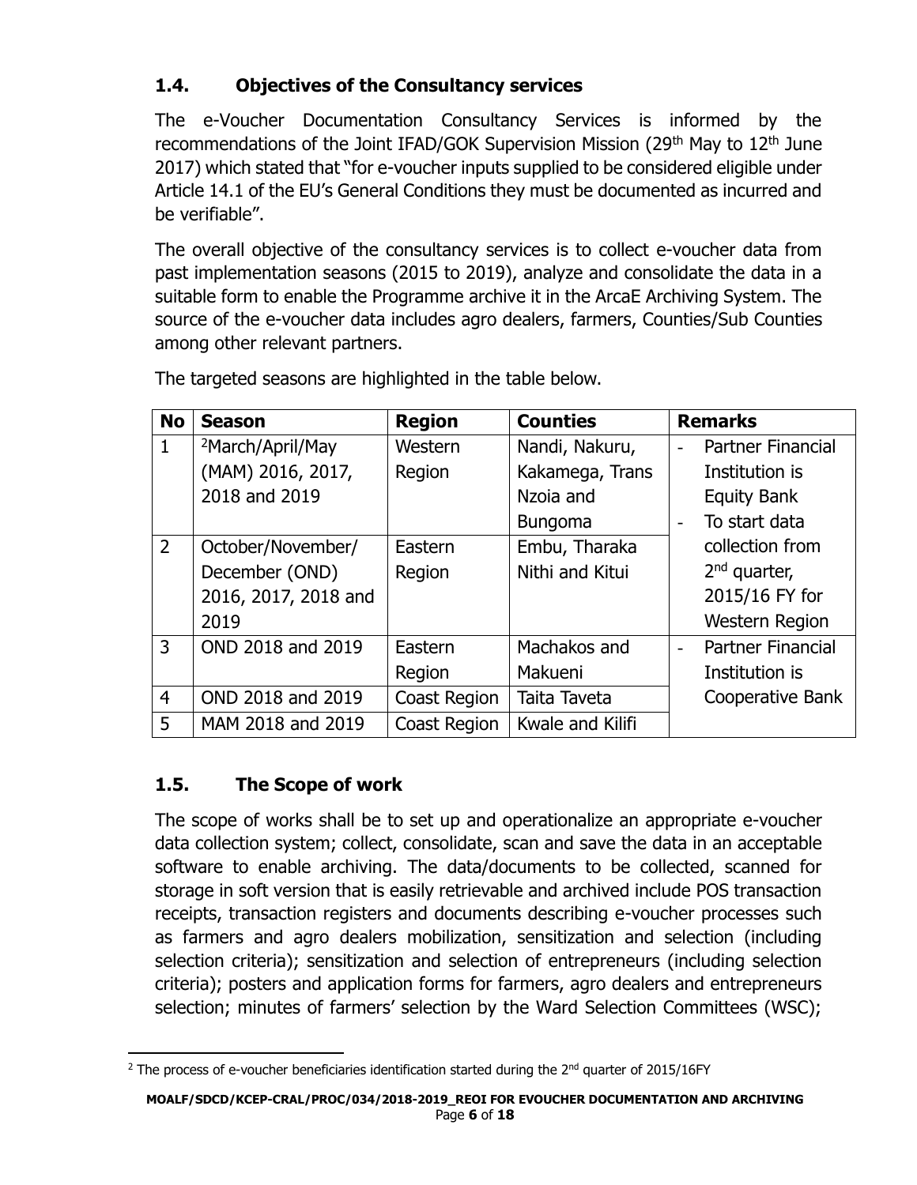## 1.4. Objectives of the Consultancy services

The e-Voucher Documentation Consultancy Services is informed by the recommendations of the Joint IFAD/GOK Supervision Mission (29th May to 12th June 2017) which stated that "for e-voucher inputs supplied to be considered eligible under Article 14.1 of the EU's General Conditions they must be documented as incurred and be verifiable".

The overall objective of the consultancy services is to collect e-voucher data from past implementation seasons (2015 to 2019), analyze and consolidate the data in a suitable form to enable the Programme archive it in the ArcaE Archiving System. The source of the e-voucher data includes agro dealers, farmers, Counties/Sub Counties among other relevant partners.

The targeted seasons are highlighted in the table below.

| No | Season | Region | Counties | Remarks |
|---|---|---|---|---|
| 1 | [2]March/April/May (MAM) 2016, 2017, 2018 and 2019 | Western Region | Nandi, Nakuru, Kakamega, Trans Nzoia and Bungoma | - Partner Financial Institution is Equity Bank<br>- To start data collection from 2nd quarter, 2015/16 FY for Western Region |
| 2 | October/November/ December (OND) 2016, 2017, 2018 and 2019 | Eastern Region | Embu, Tharaka Nithi and Kitui | |
| 3 | OND 2018 and 2019 | Eastern Region | Machakos and Makueni | - Partner Financial Institution is Cooperative Bank |
| 4 | OND 2018 and 2019 | Coast Region | Taita Taveta | |
| 5 | MAM 2018 and 2019 | Coast Region | Kwale and Kilifi | |

## 1.5. The Scope of work

The scope of works shall be to set up and operationalize an appropriate e-voucher data collection system; collect, consolidate, scan and save the data in an acceptable software to enable archiving. The data/documents to be collected, scanned for storage in soft version that is easily retrievable and archived include POS transaction receipts, transaction registers and documents describing e-voucher processes such as farmers and agro dealers mobilization, sensitization and selection (including selection criteria); sensitization and selection of entrepreneurs (including selection criteria); posters and application forms for farmers, agro dealers and entrepreneurs selection; minutes of farmers' selection by the Ward Selection Committees (WSC);

[2] The process of e-voucher beneficiaries identification started during the 2nd quarter of 2015/16FY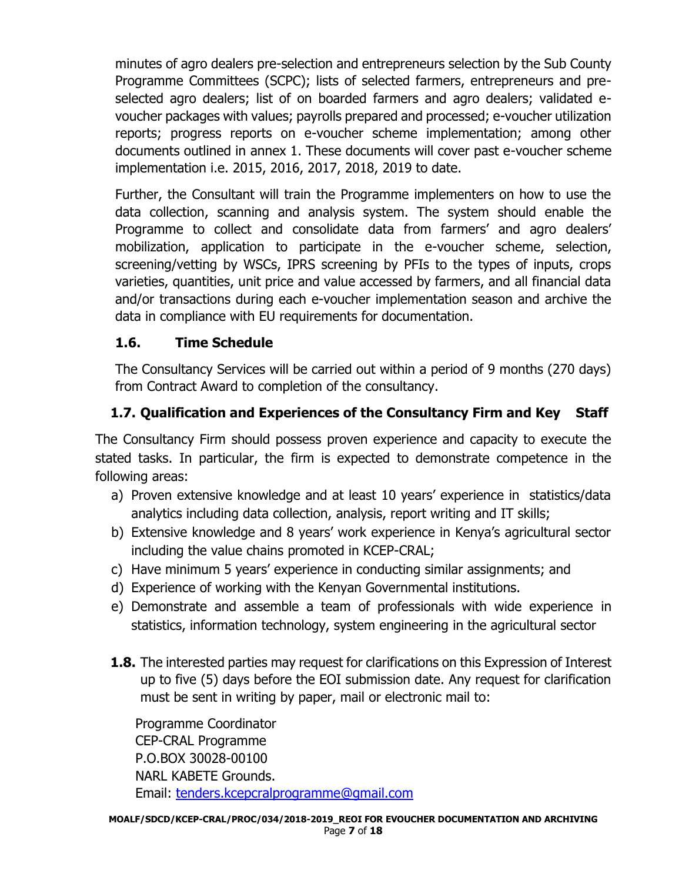minutes of agro dealers pre-selection and entrepreneurs selection by the Sub County Programme Committees (SCPC); lists of selected farmers, entrepreneurs and pre-selected agro dealers; list of on boarded farmers and agro dealers; validated e-voucher packages with values; payrolls prepared and processed; e-voucher utilization reports; progress reports on e-voucher scheme implementation; among other documents outlined in annex 1. These documents will cover past e-voucher scheme implementation i.e. 2015, 2016, 2017, 2018, 2019 to date.

Further, the Consultant will train the Programme implementers on how to use the data collection, scanning and analysis system. The system should enable the Programme to collect and consolidate data from farmers' and agro dealers' mobilization, application to participate in the e-voucher scheme, selection, screening/vetting by WSCs, IPRS screening by PFIs to the types of inputs, crops varieties, quantities, unit price and value accessed by farmers, and all financial data and/or transactions during each e-voucher implementation season and archive the data in compliance with EU requirements for documentation.

### 1.6. Time Schedule

The Consultancy Services will be carried out within a period of 9 months (270 days) from Contract Award to completion of the consultancy.

### 1.7. Qualification and Experiences of the Consultancy Firm and Key Staff

The Consultancy Firm should possess proven experience and capacity to execute the stated tasks. In particular, the firm is expected to demonstrate competence in the following areas:

a) Proven extensive knowledge and at least 10 years' experience in statistics/data analytics including data collection, analysis, report writing and IT skills;
b) Extensive knowledge and 8 years' work experience in Kenya's agricultural sector including the value chains promoted in KCEP-CRAL;
c) Have minimum 5 years' experience in conducting similar assignments; and
d) Experience of working with the Kenyan Governmental institutions.
e) Demonstrate and assemble a team of professionals with wide experience in statistics, information technology, system engineering in the agricultural sector

**1.8.** The interested parties may request for clarifications on this Expression of Interest up to five (5) days before the EOI submission date. Any request for clarification must be sent in writing by paper, mail or electronic mail to:

Programme Coordinator
CEP-CRAL Programme
P.O.BOX 30028-00100
NARL KABETE Grounds.
Email: tenders.kcepcralprogramme@gmail.com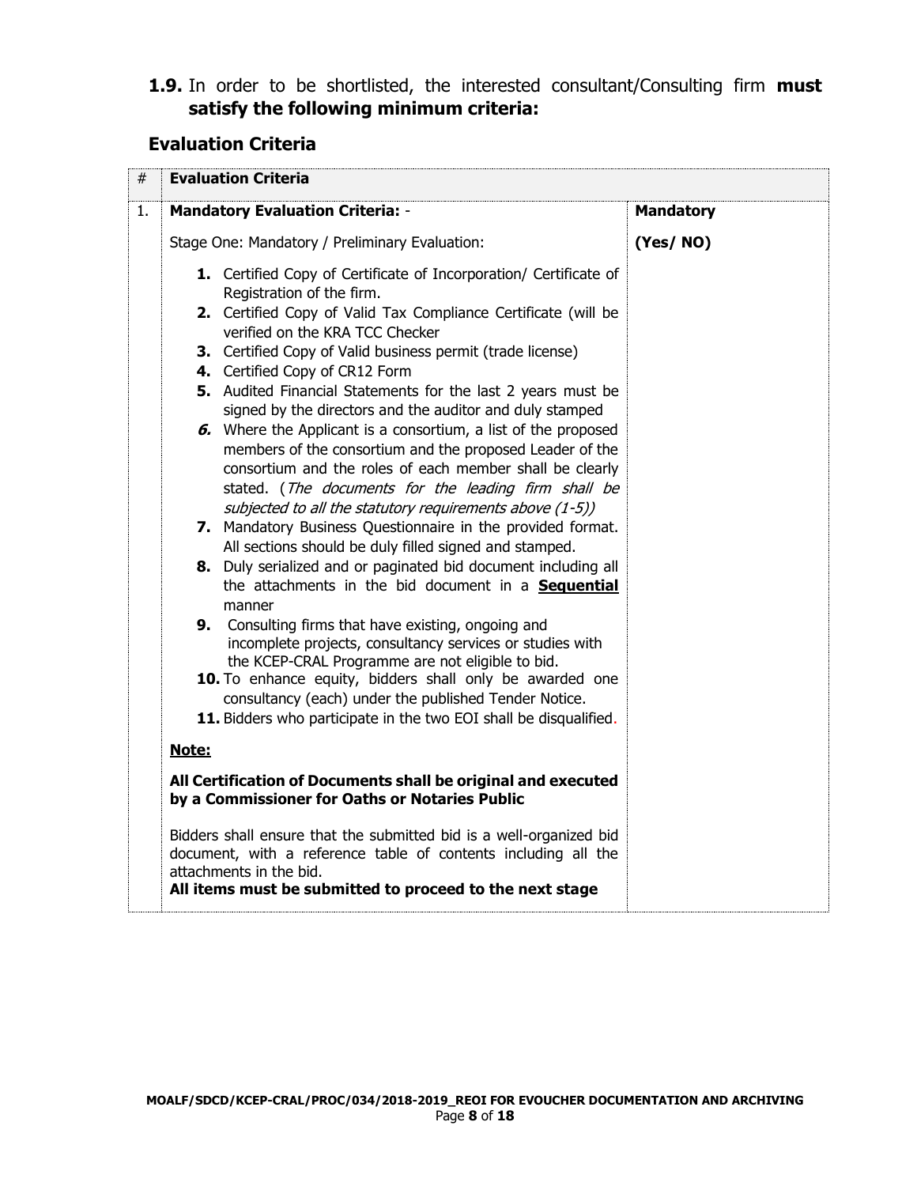**1.9.** In order to be shortlisted, the interested consultant/Consulting firm **must satisfy the following minimum criteria:**

## Evaluation Criteria

| # | Evaluation Criteria | |
|---|---|---|
| 1. | **Mandatory Evaluation Criteria:** -<br><br>Stage One: Mandatory / Preliminary Evaluation:<br><br>**1.** Certified Copy of Certificate of Incorporation/ Certificate of Registration of the firm.<br>**2.** Certified Copy of Valid Tax Compliance Certificate (will be verified on the KRA TCC Checker<br>**3.** Certified Copy of Valid business permit (trade license)<br>**4.** Certified Copy of CR12 Form<br>**5.** Audited Financial Statements for the last 2 years must be signed by the directors and the auditor and duly stamped<br>***6.*** Where the Applicant is a consortium, a list of the proposed members of the consortium and the proposed Leader of the consortium and the roles of each member shall be clearly stated. (*The documents for the leading firm shall be subjected to all the statutory requirements above (1-5)*)<br>**7.** Mandatory Business Questionnaire in the provided format. All sections should be duly filled signed and stamped.<br>**8.** Duly serialized and or paginated bid document including all the attachments in the bid document in a **<u>Sequential</u>** manner<br>**9.** Consulting firms that have existing, ongoing and incomplete projects, consultancy services or studies with the KCEP-CRAL Programme are not eligible to bid.<br>**10.** To enhance equity, bidders shall only be awarded one consultancy (each) under the published Tender Notice.<br>**11.** Bidders who participate in the two EOI shall be disqualified.<br><br>**<u>Note:</u>**<br><br>**All Certification of Documents shall be original and executed by a Commissioner for Oaths or Notaries Public**<br><br>Bidders shall ensure that the submitted bid is a well-organized bid document, with a reference table of contents including all the attachments in the bid.<br>**All items must be submitted to proceed to the next stage** | **Mandatory**<br><br>**(Yes/ NO)** |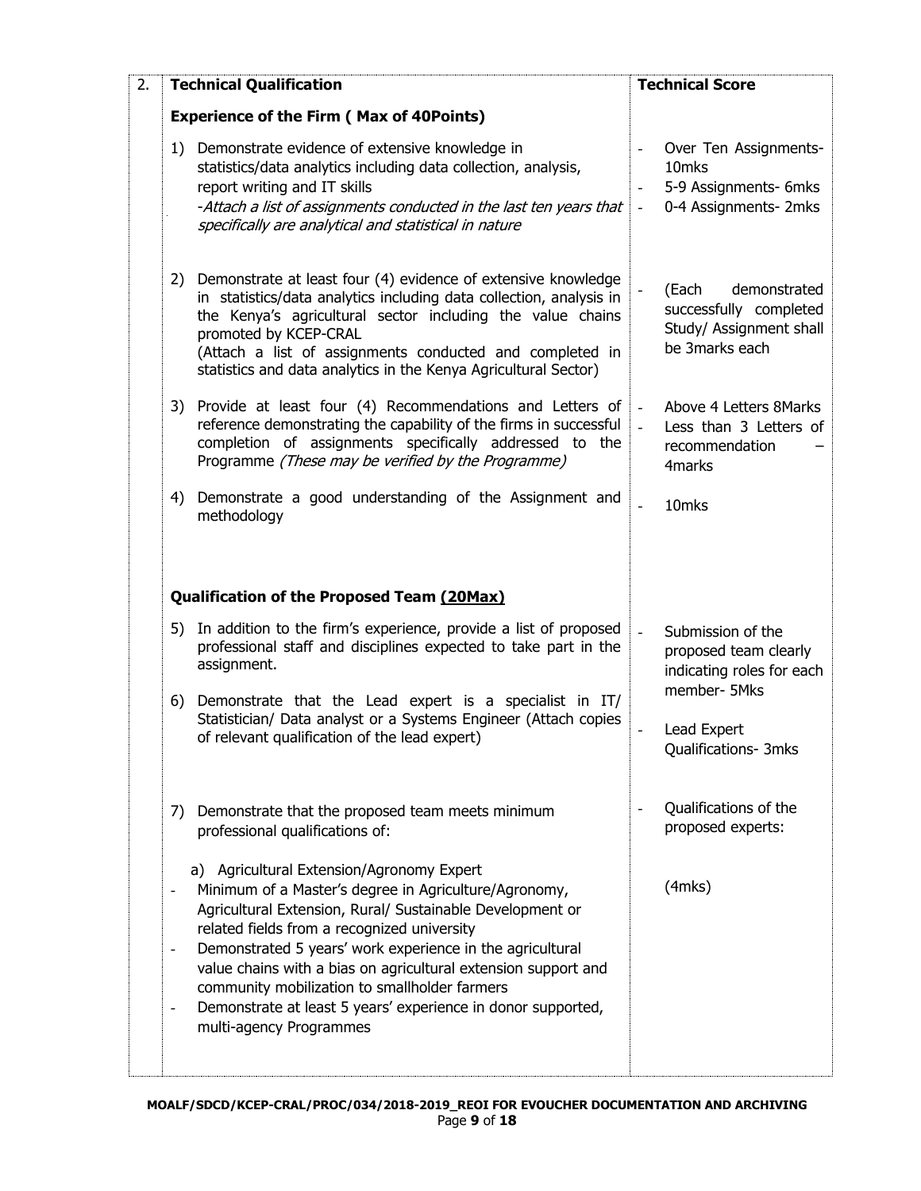| 2. | **Technical Qualification** | **Technical Score** |
|---|---|---|
| | **Experience of the Firm ( Max of 40Points)** | |
| | 1) Demonstrate evidence of extensive knowledge in statistics/data analytics including data collection, analysis, report writing and IT skills<br>*-Attach a list of assignments conducted in the last ten years that specifically are analytical and statistical in nature* | - Over Ten Assignments- 10mks<br>- 5-9 Assignments- 6mks<br>- 0-4 Assignments- 2mks |
| | 2) Demonstrate at least four (4) evidence of extensive knowledge in statistics/data analytics including data collection, analysis in the Kenya's agricultural sector including the value chains promoted by KCEP-CRAL<br>(Attach a list of assignments conducted and completed in statistics and data analytics in the Kenya Agricultural Sector) | - (Each demonstrated successfully completed Study/ Assignment shall be 3marks each |
| | 3) Provide at least four (4) Recommendations and Letters of reference demonstrating the capability of the firms in successful completion of assignments specifically addressed to the Programme *(These may be verified by the Programme)* | - Above 4 Letters 8Marks<br>- Less than 3 Letters of recommendation – 4marks |
| | 4) Demonstrate a good understanding of the Assignment and methodology | - 10mks |
| | **Qualification of the Proposed Team (20Max)** | |
| | 5) In addition to the firm's experience, provide a list of proposed professional staff and disciplines expected to take part in the assignment. | - Submission of the proposed team clearly indicating roles for each member- 5Mks |
| | 6) Demonstrate that the Lead expert is a specialist in IT/ Statistician/ Data analyst or a Systems Engineer (Attach copies of relevant qualification of the lead expert) | - Lead Expert Qualifications- 3mks |
| | 7) Demonstrate that the proposed team meets minimum professional qualifications of:<br><br>a) Agricultural Extension/Agronomy Expert<br>- Minimum of a Master's degree in Agriculture/Agronomy, Agricultural Extension, Rural/ Sustainable Development or related fields from a recognized university<br>- Demonstrated 5 years' work experience in the agricultural value chains with a bias on agricultural extension support and community mobilization to smallholder farmers<br>- Demonstrate at least 5 years' experience in donor supported, multi-agency Programmes | - Qualifications of the proposed experts:<br><br>(4mks) |

MOALF/SDCD/KCEP-CRAL/PROC/034/2018-2019_REOI FOR EVOUCHER DOCUMENTATION AND ARCHIVING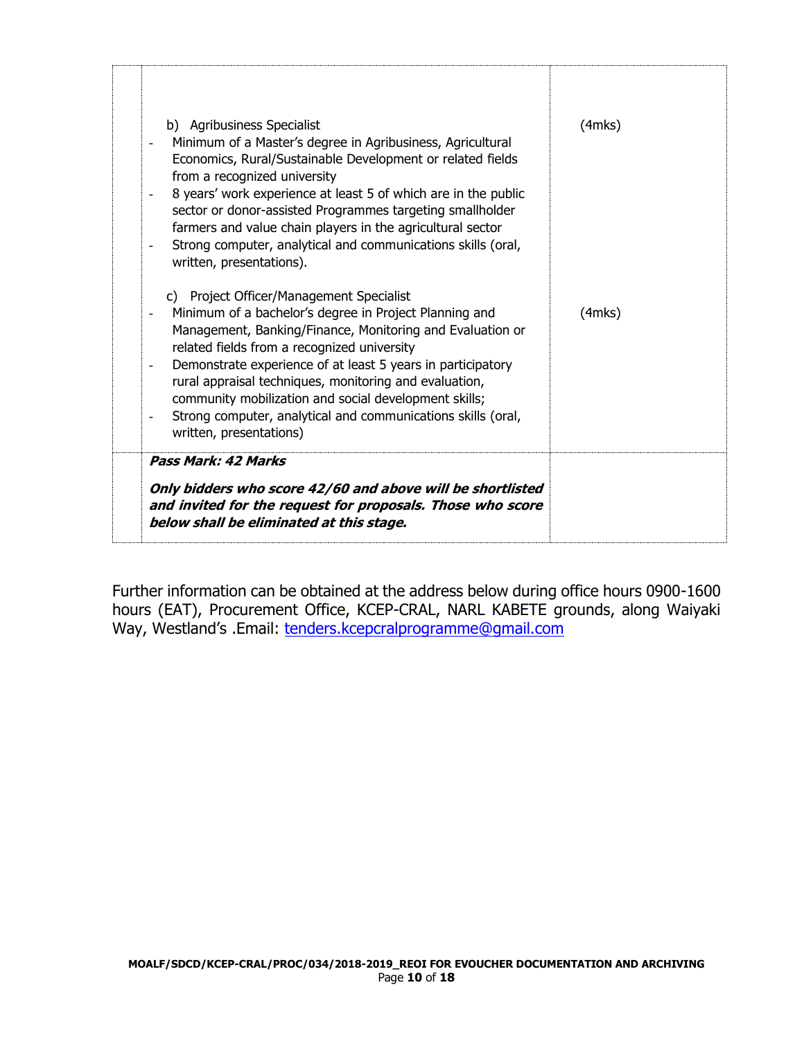| | | |
|---|---|---|
| | b) Agribusiness Specialist<br>- Minimum of a Master's degree in Agribusiness, Agricultural Economics, Rural/Sustainable Development or related fields from a recognized university<br>- 8 years' work experience at least 5 of which are in the public sector or donor-assisted Programmes targeting smallholder farmers and value chain players in the agricultural sector<br>- Strong computer, analytical and communications skills (oral, written, presentations).<br><br>c) Project Officer/Management Specialist<br>- Minimum of a bachelor's degree in Project Planning and Management, Banking/Finance, Monitoring and Evaluation or related fields from a recognized university<br>- Demonstrate experience of at least 5 years in participatory rural appraisal techniques, monitoring and evaluation, community mobilization and social development skills;<br>- Strong computer, analytical and communications skills (oral, written, presentations) | (4mks)<br><br><br><br><br><br><br><br><br>(4mks) |
| | ***Pass Mark: 42 Marks***<br><br>***Only bidders who score 42/60 and above will be shortlisted and invited for the request for proposals. Those who score below shall be eliminated at this stage.*** | |

Further information can be obtained at the address below during office hours 0900-1600 hours (EAT), Procurement Office, KCEP-CRAL, NARL KABETE grounds, along Waiyaki Way, Westland's .Email: [tenders.kcepcralprogramme@gmail.com](mailto:tenders.kcepcralprogramme@gmail.com)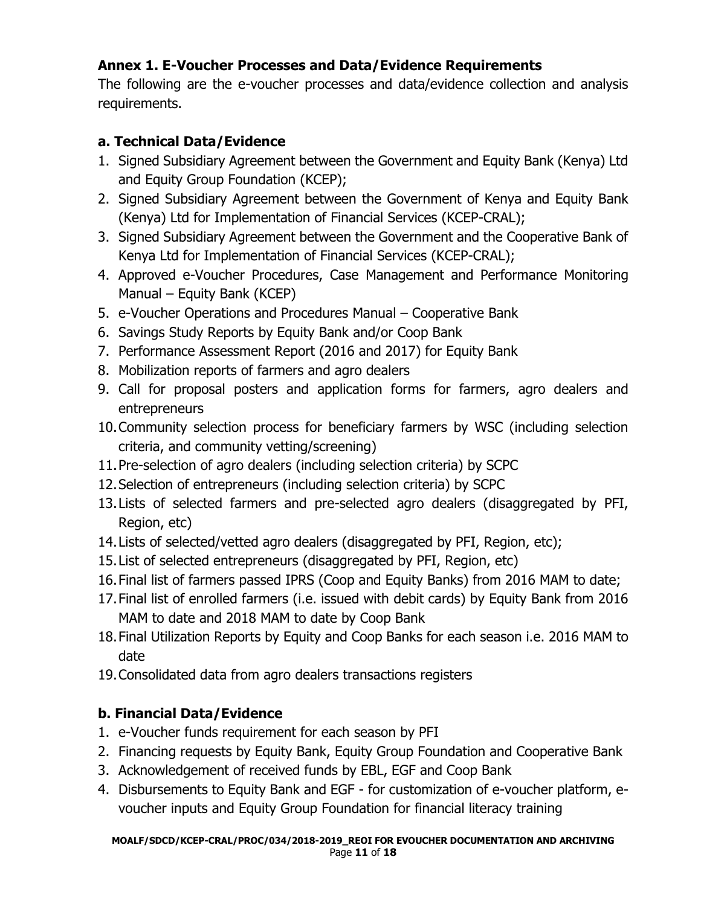### Annex 1. E-Voucher Processes and Data/Evidence Requirements

The following are the e-voucher processes and data/evidence collection and analysis requirements.

#### a. Technical Data/Evidence

1. Signed Subsidiary Agreement between the Government and Equity Bank (Kenya) Ltd and Equity Group Foundation (KCEP);
2. Signed Subsidiary Agreement between the Government of Kenya and Equity Bank (Kenya) Ltd for Implementation of Financial Services (KCEP-CRAL);
3. Signed Subsidiary Agreement between the Government and the Cooperative Bank of Kenya Ltd for Implementation of Financial Services (KCEP-CRAL);
4. Approved e-Voucher Procedures, Case Management and Performance Monitoring Manual – Equity Bank (KCEP)
5. e-Voucher Operations and Procedures Manual – Cooperative Bank
6. Savings Study Reports by Equity Bank and/or Coop Bank
7. Performance Assessment Report (2016 and 2017) for Equity Bank
8. Mobilization reports of farmers and agro dealers
9. Call for proposal posters and application forms for farmers, agro dealers and entrepreneurs
10. Community selection process for beneficiary farmers by WSC (including selection criteria, and community vetting/screening)
11. Pre-selection of agro dealers (including selection criteria) by SCPC
12. Selection of entrepreneurs (including selection criteria) by SCPC
13. Lists of selected farmers and pre-selected agro dealers (disaggregated by PFI, Region, etc)
14. Lists of selected/vetted agro dealers (disaggregated by PFI, Region, etc);
15. List of selected entrepreneurs (disaggregated by PFI, Region, etc)
16. Final list of farmers passed IPRS (Coop and Equity Banks) from 2016 MAM to date;
17. Final list of enrolled farmers (i.e. issued with debit cards) by Equity Bank from 2016 MAM to date and 2018 MAM to date by Coop Bank
18. Final Utilization Reports by Equity and Coop Banks for each season i.e. 2016 MAM to date
19. Consolidated data from agro dealers transactions registers

#### b. Financial Data/Evidence

1. e-Voucher funds requirement for each season by PFI
2. Financing requests by Equity Bank, Equity Group Foundation and Cooperative Bank
3. Acknowledgement of received funds by EBL, EGF and Coop Bank
4. Disbursements to Equity Bank and EGF - for customization of e-voucher platform, e-voucher inputs and Equity Group Foundation for financial literacy training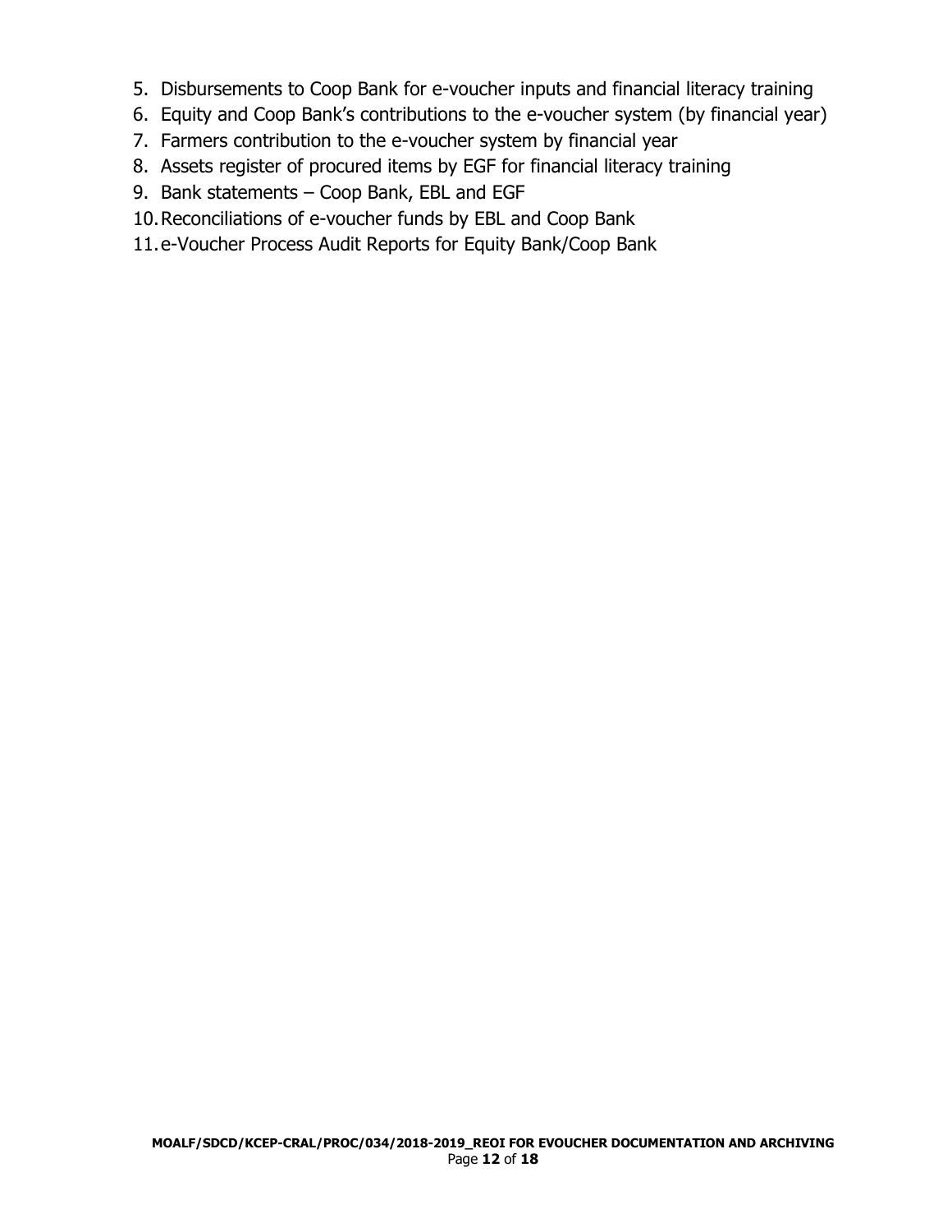5. Disbursements to Coop Bank for e-voucher inputs and financial literacy training
6. Equity and Coop Bank's contributions to the e-voucher system (by financial year)
7. Farmers contribution to the e-voucher system by financial year
8. Assets register of procured items by EGF for financial literacy training
9. Bank statements – Coop Bank, EBL and EGF
10. Reconciliations of e-voucher funds by EBL and Coop Bank
11. e-Voucher Process Audit Reports for Equity Bank/Coop Bank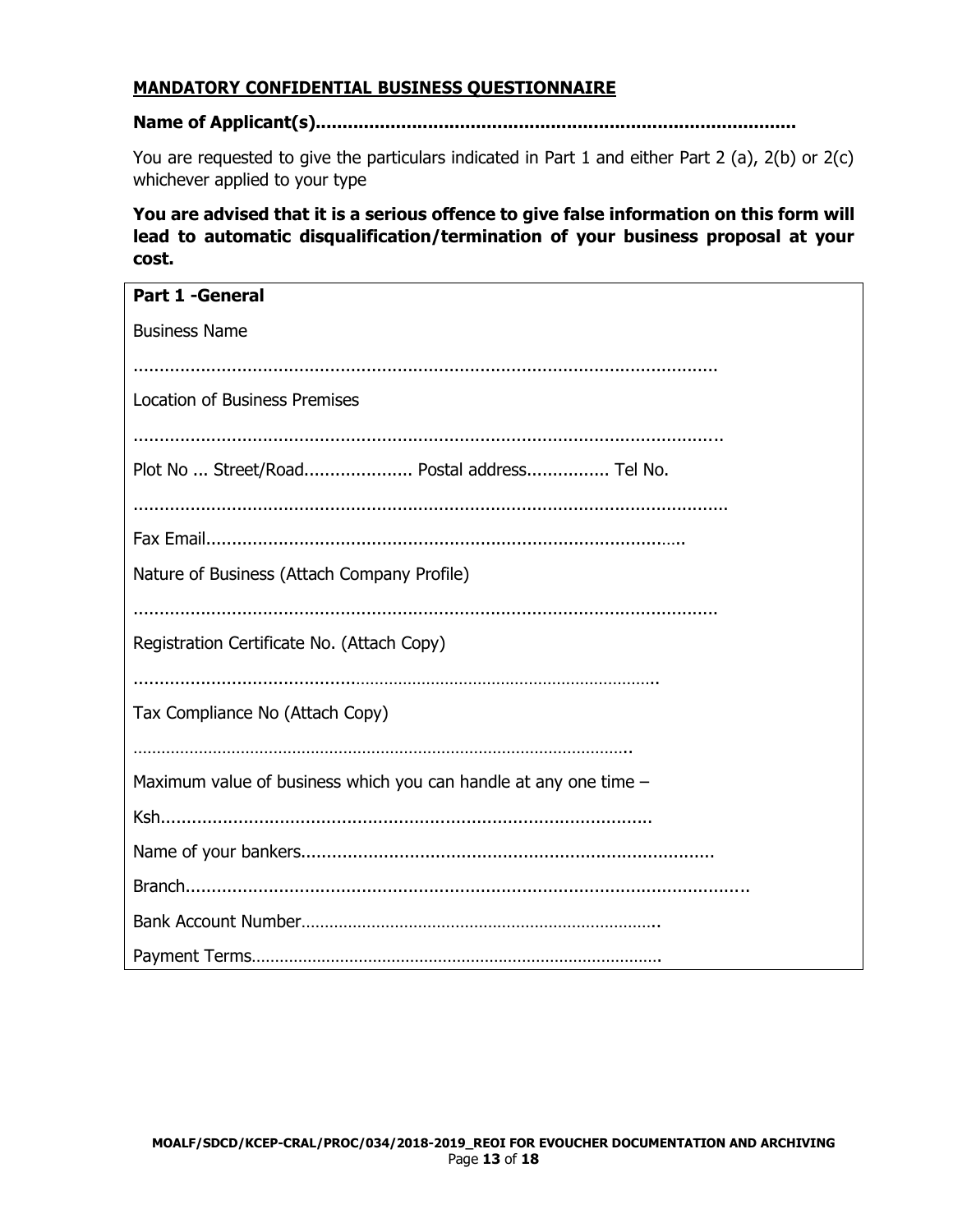**MANDATORY CONFIDENTIAL BUSINESS QUESTIONNAIRE**

**Name of Applicant(s)......................................................................................**

You are requested to give the particulars indicated in Part 1 and either Part 2 (a), 2(b) or 2(c) whichever applied to your type

**You are advised that it is a serious offence to give false information on this form will lead to automatic disqualification/termination of your business proposal at your cost.**

**Part 1 -General**

Business Name

……………………………………………………………………………………………………

Location of Business Premises

……………………………………………………………………………………………………

Plot No ... Street/Road.................... Postal address................ Tel No.

……………………………………………………………………………………………………

Fax Email..........................................................................................

Nature of Business (Attach Company Profile)

……………………………………………………………………………………………………

Registration Certificate No. (Attach Copy)

……………………………………………………………………………………………

Tax Compliance No (Attach Copy)

…………………………………………………………………………………………….

Maximum value of business which you can handle at any one time –

Ksh...........................................................................................

Name of your bankers..............................................................................

Branch.........................................................................................................

Bank Account Number……………………………………………………………………..

Payment Terms…………………………………………………………………………….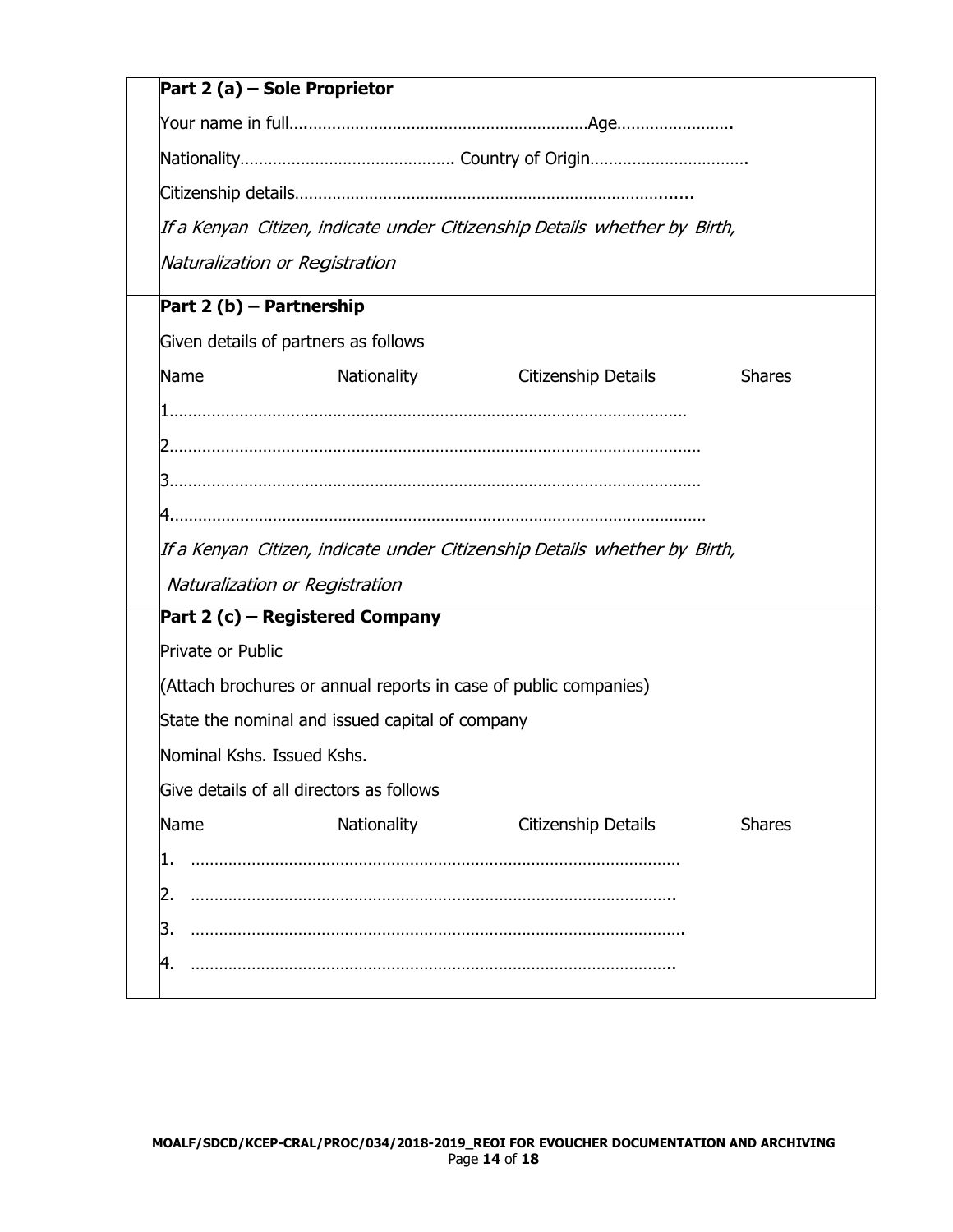**Part 2 (a) – Sole Proprietor**

Your name in full……………………………………………………………Age…………………….

Nationality………………………………………. Country of Origin…………………………….

Citizenship details…………………………………………………………………………......

*If a Kenyan Citizen, indicate under Citizenship Details whether by Birth, Naturalization or Registration*

**Part 2 (b) – Partnership**

Given details of partners as follows

| Name | Nationality | Citizenship Details | Shares |
|---|---|---|---|
| 1………………………………………………………………………………………………… | | | |
| 2…………………………………………………………………………………………………… | | | |
| 3…………………………………………………………………………………………………… | | | |
| 4…………………………………………………………………………………………………… | | | |

*If a Kenyan Citizen, indicate under Citizenship Details whether by Birth, Naturalization or Registration*

**Part 2 (c) – Registered Company**

Private or Public

(Attach brochures or annual reports in case of public companies)

State the nominal and issued capital of company

Nominal Kshs. Issued Kshs.

Give details of all directors as follows

| Name | Nationality | Citizenship Details | Shares |
|---|---|---|---|
| 1. …………………………………………………………………………………… | | | |
| 2. ………………………………………………………………………………….. | | | |
| 3. ……………………………………………………………………………………. | | | |
| 4. ………………………………………………………………………………….. | | | |

MOALF/SDCD/KCEP-CRAL/PROC/034/2018-2019_REOI FOR EVOUCHER DOCUMENTATION AND ARCHIVING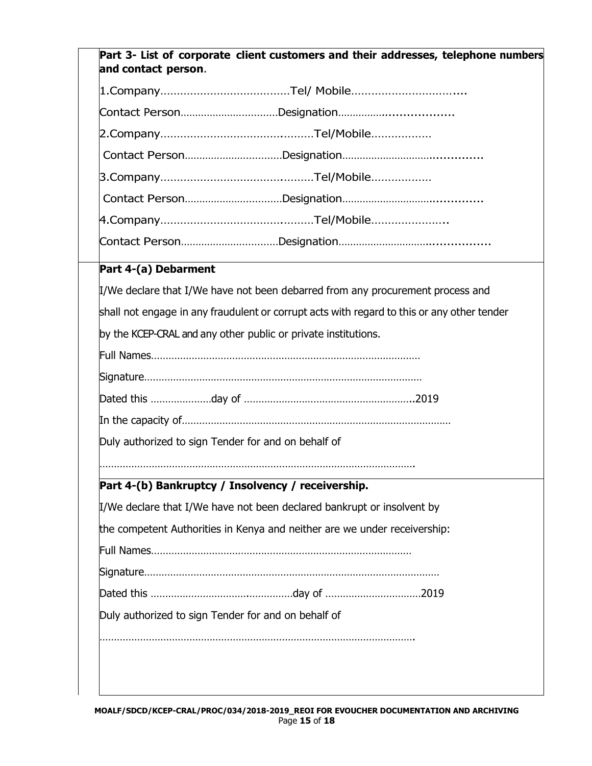**Part 3- List of corporate client customers and their addresses, telephone numbers and contact person**.

1.Company……………………………….Tel/ Mobile…………………………....

Contact Person……………………………Designation……………...................

2.Company……………………………….........Tel/Mobile………………

Contact Person……………………………Designation………………………..............

3.Company……………………………….........Tel/Mobile………………

Contact Person……………………………Designation………………………..............

4.Company……………………………….........Tel/Mobile…………………..

Contact Person……………………………Designation………………………................

**Part 4-(a) Debarment**

I/We declare that I/We have not been debarred from any procurement process and shall not engage in any fraudulent or corrupt acts with regard to this or any other tender by the KCEP-CRAL and any other public or private institutions.

Full Names…………………………………………………………………………………

Signature……………………………………………………………………………………

Dated this …………………day of ………………………………………………..2019

In the capacity of…………………………………………………………………………………

Duly authorized to sign Tender for and on behalf of

…………………………………………………………………………………………………

**Part 4-(b) Bankruptcy / Insolvency / receivership.**

I/We declare that I/We have not been declared bankrupt or insolvent by the competent Authorities in Kenya and neither are we under receivership:

Full Names………………………………………………………………………………

Signature…………………………………………………………………………………………

Dated this ………………………….…………day of ……………………………2019

Duly authorized to sign Tender for and on behalf of

…………………………………………………………………………………………………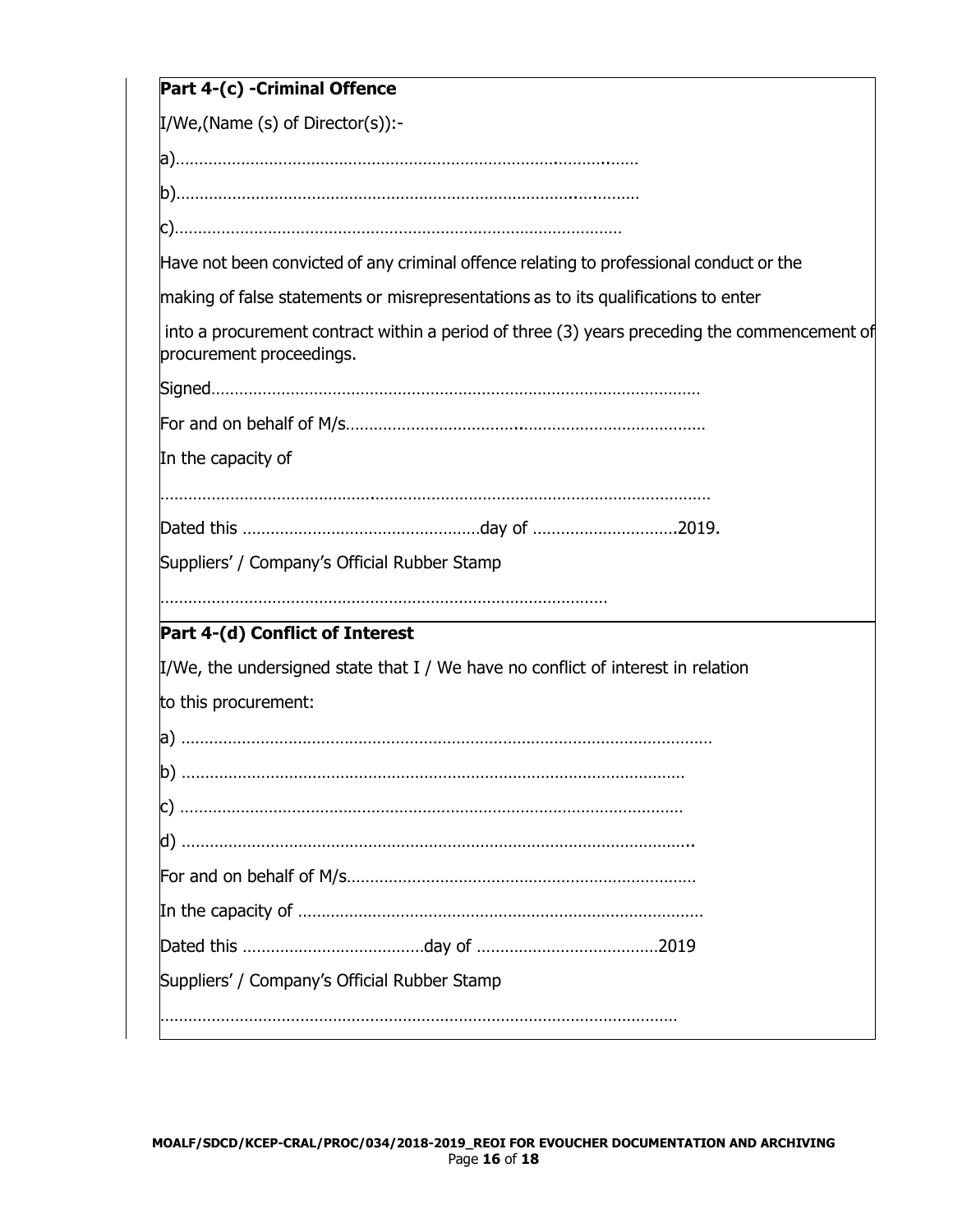**Part 4-(c) -Criminal Offence**

I/We,(Name (s) of Director(s)):-

a)………………………………………………………………………………………

b)………………………………………………………………………………………

c)……………………………………………………………………………………

Have not been convicted of any criminal offence relating to professional conduct or the making of false statements or misrepresentations as to its qualifications to enter into a procurement contract within a period of three (3) years preceding the commencement of procurement proceedings.

Signed……………………………………………………………………………………

For and on behalf of M/s……………………………………………………………………

In the capacity of

……………………………………………………………………………………………

Dated this ……………………………………………day of …………………………2019.

Suppliers' / Company's Official Rubber Stamp

……………………………………………………………………………………

**Part 4-(d) Conflict of Interest**

I/We, the undersigned state that I / We have no conflict of interest in relation to this procurement:

a) ……………………………………………………………………………………………

b) ………………………………………………………………………………………

c) ………………………………………………………………………………………

d) ………………………………………………………………………………………..

For and on behalf of M/s…………………………………………………………………

In the capacity of ……………………………………………………………………

Dated this …………………………………day of …………………………………2019

Suppliers' / Company's Official Rubber Stamp

…………………………………………………………………………………………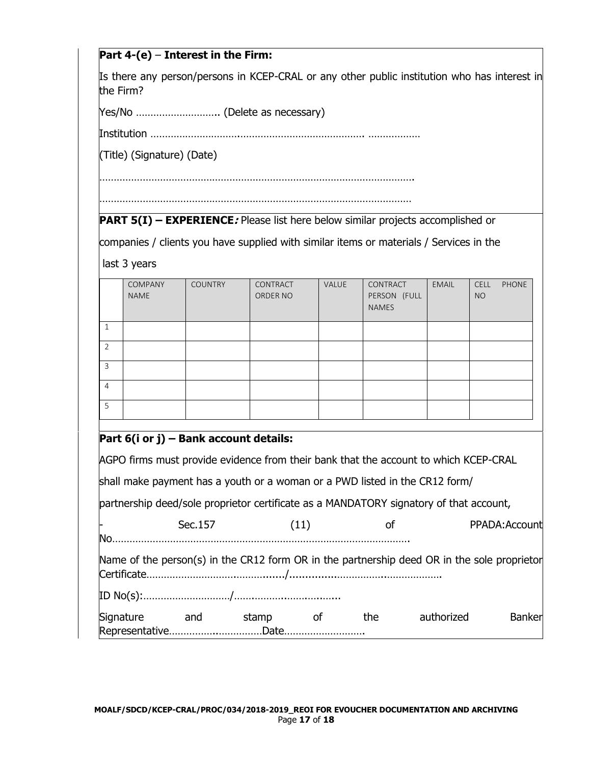**Part 4-(e)** – **Interest in the Firm:**

Is there any person/persons in KCEP-CRAL or any other public institution who has interest in the Firm?

Yes/No ……………………….. (Delete as necessary)

Institution ……………………….………………………………………. ………………

(Title) (Signature) (Date)

……………………………………………………………………………………………….

………………………………………………………………………………………………

**PART 5(I) – EXPERIENCE:** Please list here below similar projects accomplished or companies / clients you have supplied with similar items or materials / Services in the last 3 years

| | COMPANY NAME | COUNTRY | CONTRACT ORDER NO | VALUE | CONTRACT PERSON (FULL NAMES | EMAIL | CELL PHONE NO |
|---|---|---|---|---|---|---|---|
| 1 | | | | | | | |
| 2 | | | | | | | |
| 3 | | | | | | | |
| 4 | | | | | | | |
| 5 | | | | | | | |

**Part 6(i or j) – Bank account details:**

AGPO firms must provide evidence from their bank that the account to which KCEP-CRAL shall make payment has a youth or a woman or a PWD listed in the CR12 form/ partnership deed/sole proprietor certificate as a MANDATORY signatory of that account,

- Sec.157 (11) of PPADA:Account No…………………………………………………………………………………………….

Name of the person(s) in the CR12 form OR in the partnership deed OR in the sole proprietor Certificate…………………………………......./………………………………………………

ID No(s):…………………………/………………………………..

Signature and stamp of the authorized Banker Representative……………..……………Date……………………….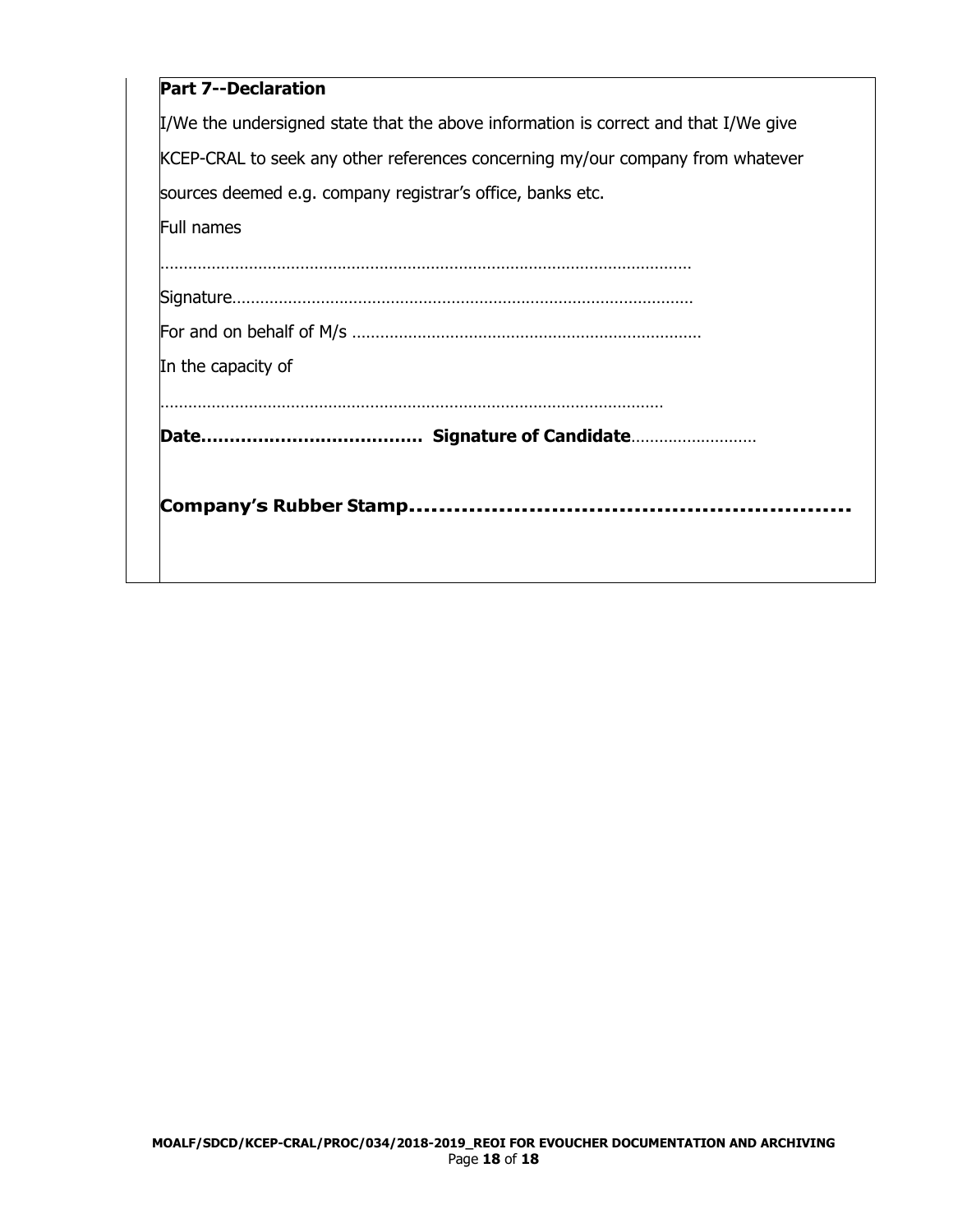**Part 7--Declaration**

I/We the undersigned state that the above information is correct and that I/We give KCEP-CRAL to seek any other references concerning my/our company from whatever sources deemed e.g. company registrar's office, banks etc.

Full names

……………………………………………………………………………………………………

Signature………………………………………………………………………………………

For and on behalf of M/s ………………………………………………………………

In the capacity of

……………………………………………………………………………………………

**Date…………………………………** **Signature of Candidate**………………………

**Company's Rubber Stamp……………………………………………………**